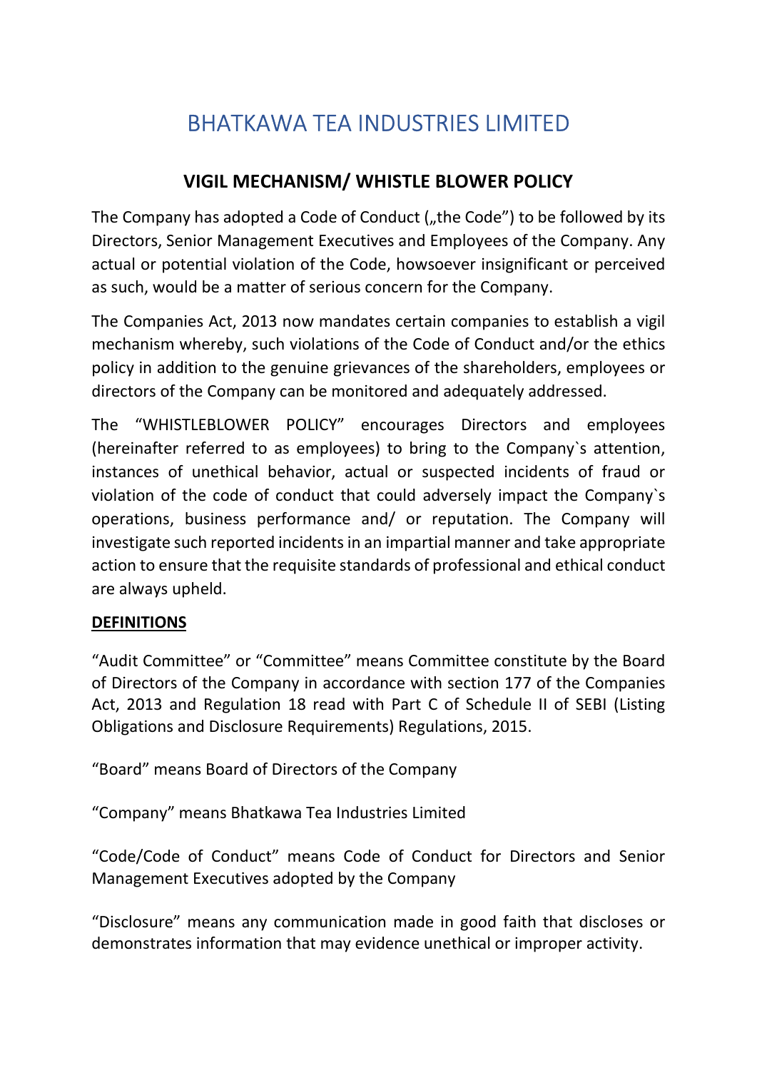# BHATKAWA TEA INDUSTRIES LIMITED

## VIGIL MECHANISM/ WHISTLE BLOWER POLICY

The Company has adopted a Code of Conduct („the Code") to be followed by its Directors, Senior Management Executives and Employees of the Company. Any actual or potential violation of the Code, howsoever insignificant or perceived as such, would be a matter of serious concern for the Company.

The Companies Act, 2013 now mandates certain companies to establish a vigil mechanism whereby, such violations of the Code of Conduct and/or the ethics policy in addition to the genuine grievances of the shareholders, employees or directors of the Company can be monitored and adequately addressed.

The "WHISTLEBLOWER POLICY" encourages Directors and employees (hereinafter referred to as employees) to bring to the Company`s attention, instances of unethical behavior, actual or suspected incidents of fraud or violation of the code of conduct that could adversely impact the Company`s operations, business performance and/ or reputation. The Company will investigate such reported incidents in an impartial manner and take appropriate action to ensure that the requisite standards of professional and ethical conduct are always upheld.

**DEFINITIONS**

"Audit Committee" or "Committee" means Committee constitute by the Board of Directors of the Company in accordance with section 177 of the Companies Act, 2013 and Regulation 18 read with Part C of Schedule II of SEBI (Listing Obligations and Disclosure Requirements) Regulations, 2015.

"Board" means Board of Directors of the Company

"Company" means Bhatkawa Tea Industries Limited

"Code/Code of Conduct" means Code of Conduct for Directors and Senior Management Executives adopted by the Company

"Disclosure" means any communication made in good faith that discloses or demonstrates information that may evidence unethical or improper activity.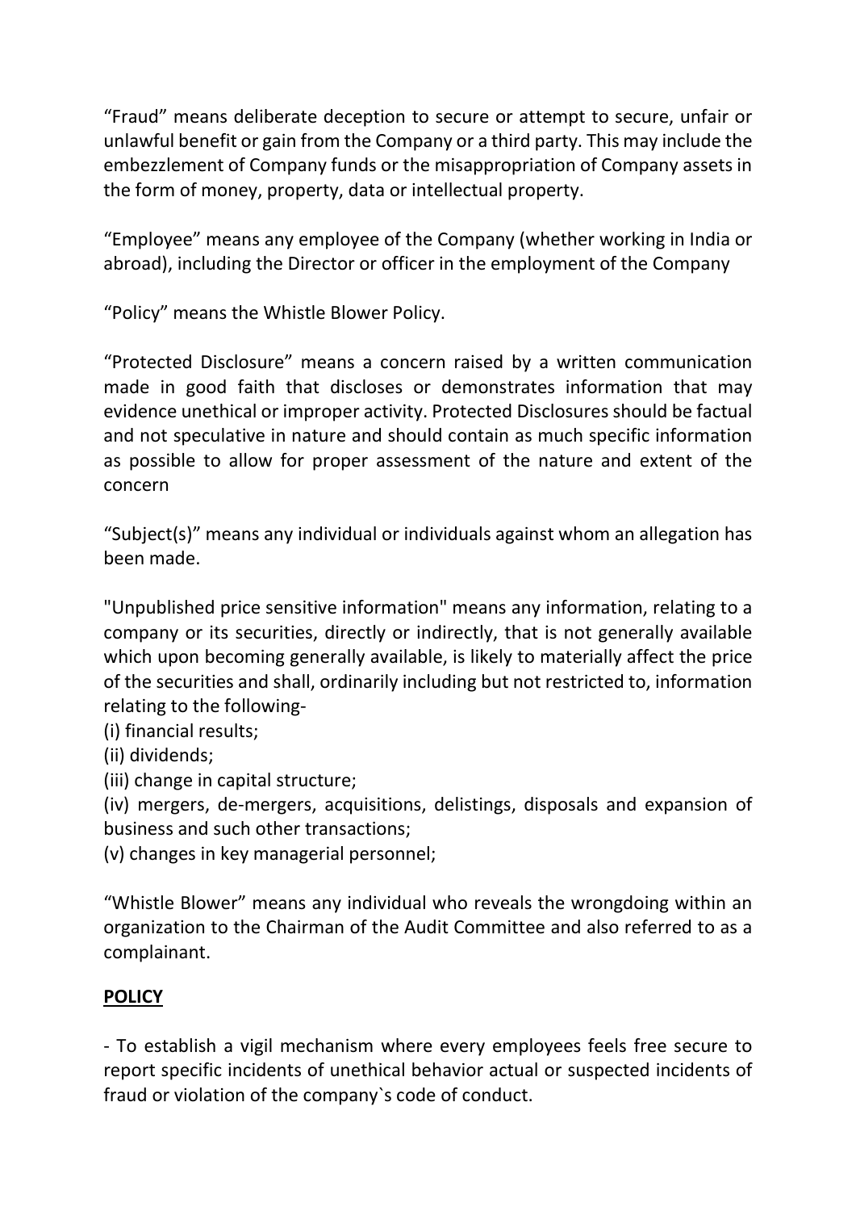"Fraud" means deliberate deception to secure or attempt to secure, unfair or unlawful benefit or gain from the Company or a third party. This may include the embezzlement of Company funds or the misappropriation of Company assets in the form of money, property, data or intellectual property.

"Employee" means any employee of the Company (whether working in India or abroad), including the Director or officer in the employment of the Company

"Policy" means the Whistle Blower Policy.

"Protected Disclosure" means a concern raised by a written communication made in good faith that discloses or demonstrates information that may evidence unethical or improper activity. Protected Disclosures should be factual and not speculative in nature and should contain as much specific information as possible to allow for proper assessment of the nature and extent of the concern

"Subject(s)" means any individual or individuals against whom an allegation has been made.

"Unpublished price sensitive information" means any information, relating to a company or its securities, directly or indirectly, that is not generally available which upon becoming generally available, is likely to materially affect the price of the securities and shall, ordinarily including but not restricted to, information relating to the following-

(i) financial results;
(ii) dividends;
(iii) change in capital structure;
(iv) mergers, de-mergers, acquisitions, delistings, disposals and expansion of business and such other transactions;
(v) changes in key managerial personnel;

"Whistle Blower" means any individual who reveals the wrongdoing within an organization to the Chairman of the Audit Committee and also referred to as a complainant.

## POLICY

- To establish a vigil mechanism where every employees feels free secure to report specific incidents of unethical behavior actual or suspected incidents of fraud or violation of the company`s code of conduct.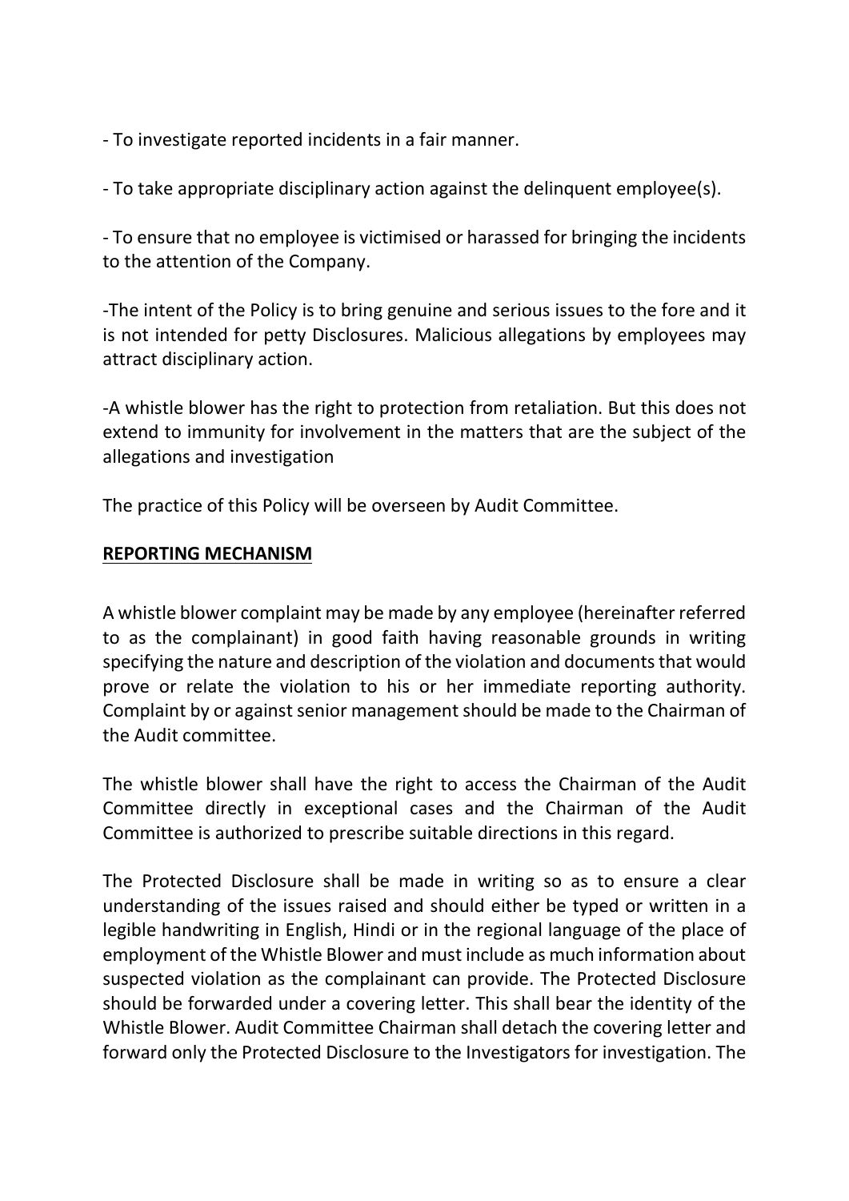- To investigate reported incidents in a fair manner.

- To take appropriate disciplinary action against the delinquent employee(s).

- To ensure that no employee is victimised or harassed for bringing the incidents to the attention of the Company.

-The intent of the Policy is to bring genuine and serious issues to the fore and it is not intended for petty Disclosures. Malicious allegations by employees may attract disciplinary action.

-A whistle blower has the right to protection from retaliation. But this does not extend to immunity for involvement in the matters that are the subject of the allegations and investigation

The practice of this Policy will be overseen by Audit Committee.

**<u>REPORTING MECHANISM</u>**

A whistle blower complaint may be made by any employee (hereinafter referred to as the complainant) in good faith having reasonable grounds in writing specifying the nature and description of the violation and documents that would prove or relate the violation to his or her immediate reporting authority. Complaint by or against senior management should be made to the Chairman of the Audit committee.

The whistle blower shall have the right to access the Chairman of the Audit Committee directly in exceptional cases and the Chairman of the Audit Committee is authorized to prescribe suitable directions in this regard.

The Protected Disclosure shall be made in writing so as to ensure a clear understanding of the issues raised and should either be typed or written in a legible handwriting in English, Hindi or in the regional language of the place of employment of the Whistle Blower and must include as much information about suspected violation as the complainant can provide. The Protected Disclosure should be forwarded under a covering letter. This shall bear the identity of the Whistle Blower. Audit Committee Chairman shall detach the covering letter and forward only the Protected Disclosure to the Investigators for investigation. The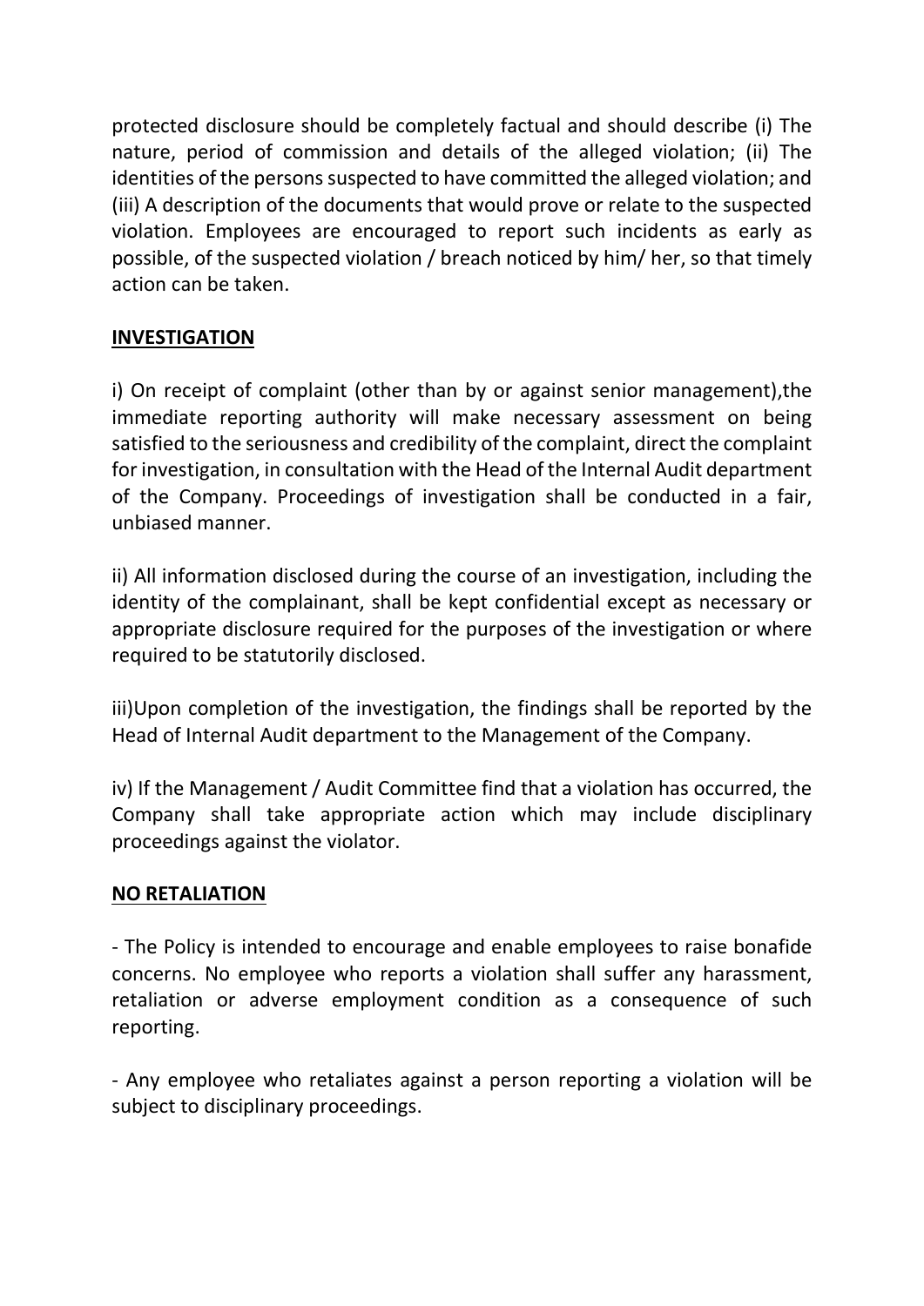protected disclosure should be completely factual and should describe (i) The nature, period of commission and details of the alleged violation; (ii) The identities of the persons suspected to have committed the alleged violation; and (iii) A description of the documents that would prove or relate to the suspected violation. Employees are encouraged to report such incidents as early as possible, of the suspected violation / breach noticed by him/ her, so that timely action can be taken.

## INVESTIGATION

i) On receipt of complaint (other than by or against senior management),the immediate reporting authority will make necessary assessment on being satisfied to the seriousness and credibility of the complaint, direct the complaint for investigation, in consultation with the Head of the Internal Audit department of the Company. Proceedings of investigation shall be conducted in a fair, unbiased manner.

ii) All information disclosed during the course of an investigation, including the identity of the complainant, shall be kept confidential except as necessary or appropriate disclosure required for the purposes of the investigation or where required to be statutorily disclosed.

iii)Upon completion of the investigation, the findings shall be reported by the Head of Internal Audit department to the Management of the Company.

iv) If the Management / Audit Committee find that a violation has occurred, the Company shall take appropriate action which may include disciplinary proceedings against the violator.

## NO RETALIATION

- The Policy is intended to encourage and enable employees to raise bonafide concerns. No employee who reports a violation shall suffer any harassment, retaliation or adverse employment condition as a consequence of such reporting.

- Any employee who retaliates against a person reporting a violation will be subject to disciplinary proceedings.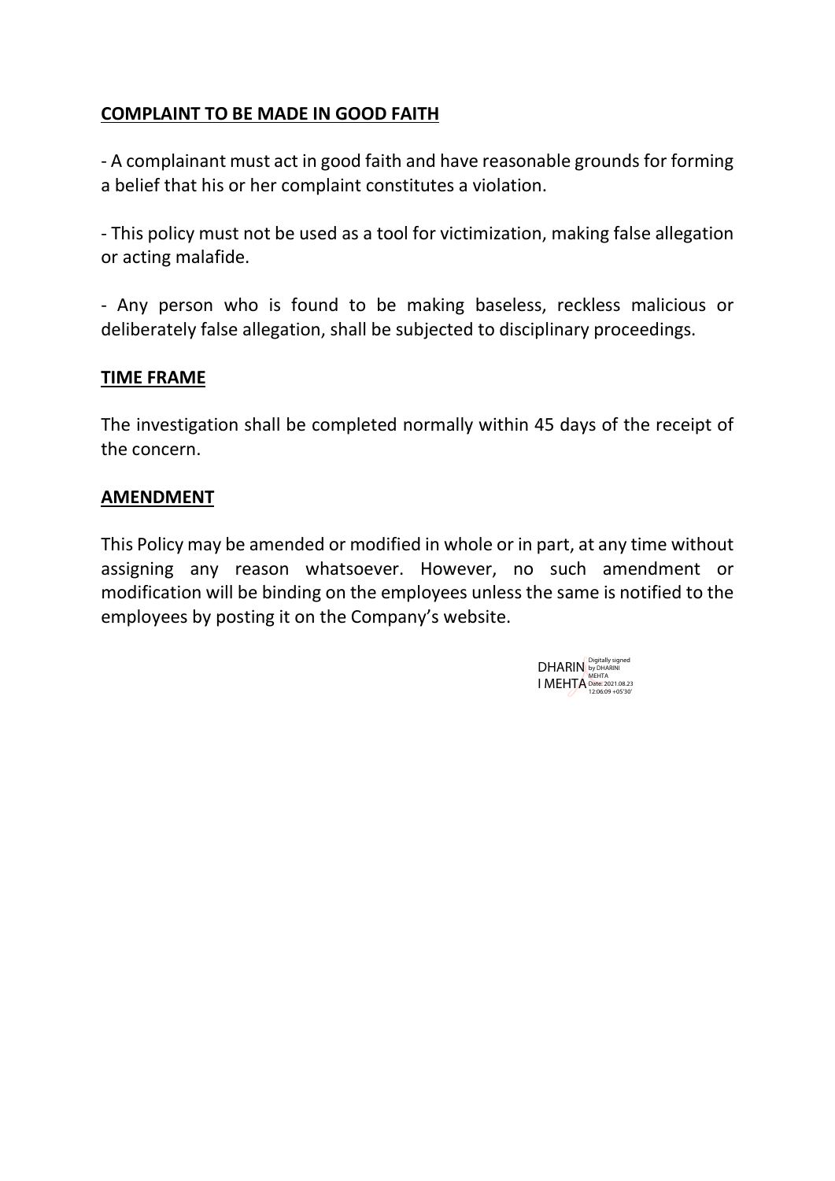**COMPLAINT TO BE MADE IN GOOD FAITH**

- A complainant must act in good faith and have reasonable grounds for forming a belief that his or her complaint constitutes a violation.

- This policy must not be used as a tool for victimization, making false allegation or acting malafide.

- Any person who is found to be making baseless, reckless malicious or deliberately false allegation, shall be subjected to disciplinary proceedings.

**TIME FRAME**

The investigation shall be completed normally within 45 days of the receipt of the concern.

**AMENDMENT**

This Policy may be amended or modified in whole or in part, at any time without assigning any reason whatsoever. However, no such amendment or modification will be binding on the employees unless the same is notified to the employees by posting it on the Company's website.

DHARINI MEHTA
Digitally signed by DHARINI MEHTA
Date: 2021.08.23 12:06:09 +05'30'